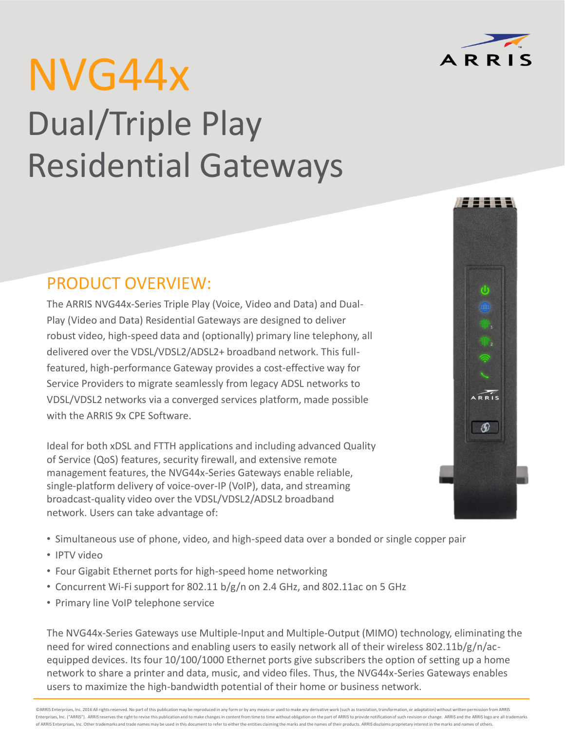# NVG44x

## Dual/Triple Play Residential Gateways

### PRODUCT OVERVIEW:

The ARRIS NVG44x-Series Triple Play (Voice, Video and Data) and Dual-Play (Video and Data) Residential Gateways are designed to deliver robust video, high-speed data and (optionally) primary line telephony, all delivered over the VDSL/VDSL2/ADSL2+ broadband network. This full-featured, high-performance Gateway provides a cost-effective way for Service Providers to migrate seamlessly from legacy ADSL networks to VDSL/VDSL2 networks via a converged services platform, made possible with the ARRIS 9x CPE Software.

Ideal for both xDSL and FTTH applications and including advanced Quality of Service (QoS) features, security firewall, and extensive remote management features, the NVG44x-Series Gateways enable reliable, single-platform delivery of voice-over-IP (VoIP), data, and streaming broadcast-quality video over the VDSL/VDSL2/ADSL2 broadband network. Users can take advantage of:

- Simultaneous use of phone, video, and high-speed data over a bonded or single copper pair
- IPTV video
- Four Gigabit Ethernet ports for high-speed home networking
- Concurrent Wi-Fi support for 802.11 b/g/n on 2.4 GHz, and 802.11ac on 5 GHz
- Primary line VoIP telephone service

The NVG44x-Series Gateways use Multiple-Input and Multiple-Output (MIMO) technology, eliminating the need for wired connections and enabling users to easily network all of their wireless 802.11b/g/n/ac-equipped devices. Its four 10/100/1000 Ethernet ports give subscribers the option of setting up a home network to share a printer and data, music, and video files. Thus, the NVG44x-Series Gateways enables users to maximize the high-bandwidth potential of their home or business network.

©ARRIS Enterprises, Inc. 2016 All rights reserved. No part of this publication may be reproduced in any form or by any means or used to make any derivative work (such as translation, transformation, or adaptation) without written permission from ARRIS Enterprises, Inc. ("ARRIS"). ARRIS reserves the right to revise this publication and to make changes in content from time to time without obligation on the part of ARRIS to provide notification of such revision or change. ARRIS and the ARRIS logo are all trademarks of ARRIS Enterprises, Inc. Other trademarks and trade names may be used in this document to refer to either the entities claiming the marks and the names of their products. ARRIS disclaims proprietary interest in the marks and names of others.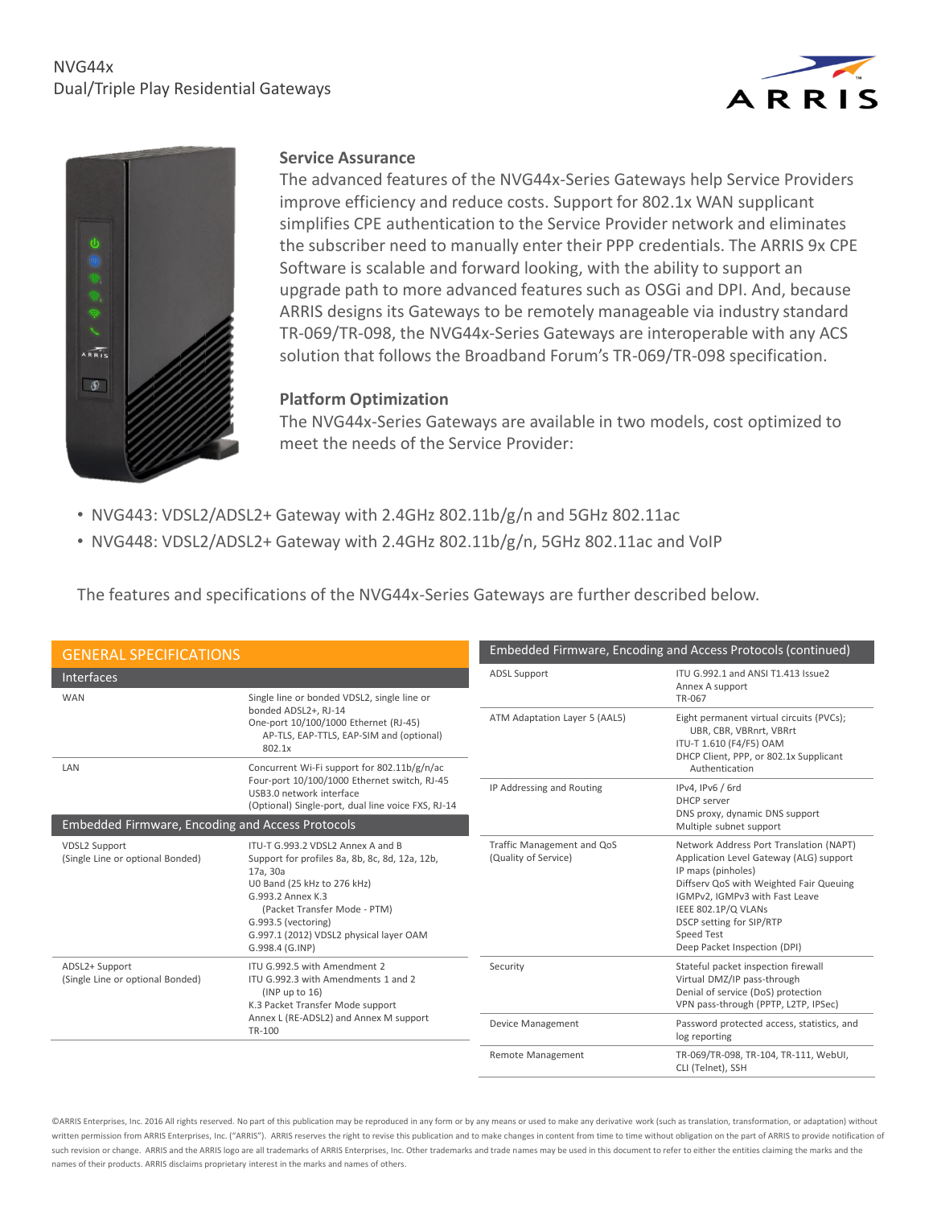NVG44x
Dual/Triple Play Residential Gateways

## Service Assurance

The advanced features of the NVG44x-Series Gateways help Service Providers improve efficiency and reduce costs. Support for 802.1x WAN supplicant simplifies CPE authentication to the Service Provider network and eliminates the subscriber need to manually enter their PPP credentials. The ARRIS 9x CPE Software is scalable and forward looking, with the ability to support an upgrade path to more advanced features such as OSGi and DPI. And, because ARRIS designs its Gateways to be remotely manageable via industry standard TR-069/TR-098, the NVG44x-Series Gateways are interoperable with any ACS solution that follows the Broadband Forum's TR-069/TR-098 specification.

## Platform Optimization

The NVG44x-Series Gateways are available in two models, cost optimized to meet the needs of the Service Provider:

- NVG443: VDSL2/ADSL2+ Gateway with 2.4GHz 802.11b/g/n and 5GHz 802.11ac
- NVG448: VDSL2/ADSL2+ Gateway with 2.4GHz 802.11b/g/n, 5GHz 802.11ac and VoIP

The features and specifications of the NVG44x-Series Gateways are further described below.

### GENERAL SPECIFICATIONS

| Interfaces | |
|---|---|
| WAN | Single line or bonded VDSL2, single line or bonded ADSL2+, RJ-14<br>One-port 10/100/1000 Ethernet (RJ-45)<br>AP-TLS, EAP-TTLS, EAP-SIM and (optional) 802.1x |
| LAN | Concurrent Wi-Fi support for 802.11b/g/n/ac<br>Four-port 10/100/1000 Ethernet switch, RJ-45<br>USB3.0 network interface<br>(Optional) Single-port, dual line voice FXS, RJ-14 |

| Embedded Firmware, Encoding and Access Protocols | |
|---|---|
| VDSL2 Support<br>(Single Line or optional Bonded) | ITU-T G.993.2 VDSL2 Annex A and B<br>Support for profiles 8a, 8b, 8c, 8d, 12a, 12b, 17a, 30a<br>U0 Band (25 kHz to 276 kHz)<br>G.993.2 Annex K.3<br>(Packet Transfer Mode - PTM)<br>G.993.5 (vectoring)<br>G.997.1 (2012) VDSL2 physical layer OAM<br>G.998.4 (G.INP) |
| ADSL2+ Support<br>(Single Line or optional Bonded) | ITU G.992.5 with Amendment 2<br>ITU G.992.3 with Amendments 1 and 2<br>(INP up to 16)<br>K.3 Packet Transfer Mode support<br>Annex L (RE-ADSL2) and Annex M support<br>TR-100 |

| Embedded Firmware, Encoding and Access Protocols (continued) | |
|---|---|
| ADSL Support | ITU G.992.1 and ANSI T1.413 Issue2<br>Annex A support<br>TR-067 |
| ATM Adaptation Layer 5 (AAL5) | Eight permanent virtual circuits (PVCs); UBR, CBR, VBRnrt, VBRrt<br>ITU-T 1.610 (F4/F5) OAM<br>DHCP Client, PPP, or 802.1x Supplicant Authentication |
| IP Addressing and Routing | IPv4, IPv6 / 6rd<br>DHCP server<br>DNS proxy, dynamic DNS support<br>Multiple subnet support |
| Traffic Management and QoS<br>(Quality of Service) | Network Address Port Translation (NAPT)<br>Application Level Gateway (ALG) support<br>IP maps (pinholes)<br>Diffserv QoS with Weighted Fair Queuing<br>IGMPv2, IGMPv3 with Fast Leave<br>IEEE 802.1P/Q VLANs<br>DSCP setting for SIP/RTP<br>Speed Test<br>Deep Packet Inspection (DPI) |
| Security | Stateful packet inspection firewall<br>Virtual DMZ/IP pass-through<br>Denial of service (DoS) protection<br>VPN pass-through (PPTP, L2TP, IPSec) |
| Device Management | Password protected access, statistics, and log reporting |
| Remote Management | TR-069/TR-098, TR-104, TR-111, WebUI, CLI (Telnet), SSH |

©ARRIS Enterprises, Inc. 2016 All rights reserved. No part of this publication may be reproduced in any form or by any means or used to make any derivative work (such as translation, transformation, or adaptation) without written permission from ARRIS Enterprises, Inc. ("ARRIS"). ARRIS reserves the right to revise this publication and to make changes in content from time to time without obligation on the part of ARRIS to provide notification of such revision or change. ARRIS and the ARRIS logo are all trademarks of ARRIS Enterprises, Inc. Other trademarks and trade names may be used in this document to refer to either the entities claiming the marks and the names of their products. ARRIS disclaims proprietary interest in the marks and names of others.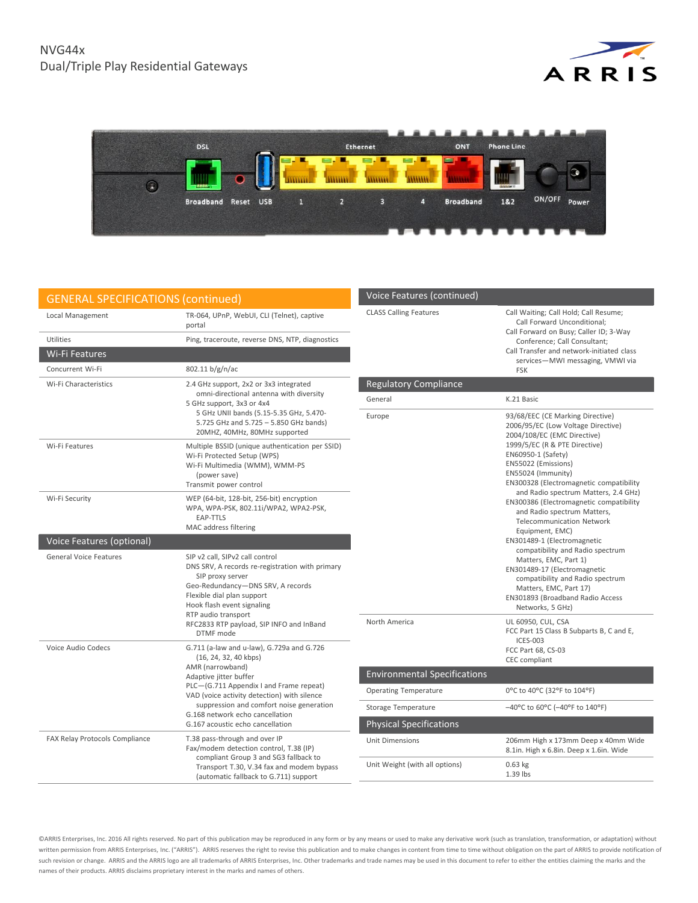NVG44x

Dual/Triple Play Residential Gateways

DSL
Broadband
Reset
USB
Ethernet
1
2
3
4
ONT
Broadband
Phone Line
1&2
ON/OFF
Power

## GENERAL SPECIFICATIONS (continued)

| | |
|---|---|
| Local Management | TR-064, UPnP, WebUI, CLI (Telnet), captive portal |
| Utilities | Ping, traceroute, reverse DNS, NTP, diagnostics |
| **Wi-Fi Features** | |
| Concurrent Wi-Fi | 802.11 b/g/n/ac |
| Wi-Fi Characteristics | 2.4 GHz support, 2x2 or 3x3 integrated omni-directional antenna with diversity<br>5 GHz support, 3x3 or 4x4<br>5 GHz UNII bands (5.15-5.35 GHz, 5.470-5.725 GHz and 5.725 – 5.850 GHz bands)<br>20MHZ, 40MHz, 80MHz supported |
| Wi-Fi Features | Multiple BSSID (unique authentication per SSID)<br>Wi-Fi Protected Setup (WPS)<br>Wi-Fi Multimedia (WMM), WMM-PS (power save)<br>Transmit power control |
| Wi-Fi Security | WEP (64-bit, 128-bit, 256-bit) encryption<br>WPA, WPA-PSK, 802.11i/WPA2, WPA2-PSK, EAP-TTLS<br>MAC address filtering |
| **Voice Features (optional)** | |
| General Voice Features | SIP v2 call, SIPv2 call control<br>DNS SRV, A records re-registration with primary SIP proxy server<br>Geo-Redundancy—DNS SRV, A records<br>Flexible dial plan support<br>Hook flash event signaling<br>RTP audio transport<br>RFC2833 RTP payload, SIP INFO and InBand DTMF mode |
| Voice Audio Codecs | G.711 (a-law and u-law), G.729a and G.726 (16, 24, 32, 40 kbps)<br>AMR (narrowband)<br>Adaptive jitter buffer<br>PLC—(G.711 Appendix I and Frame repeat)<br>VAD (voice activity detection) with silence suppression and comfort noise generation<br>G.168 network echo cancellation<br>G.167 acoustic echo cancellation |
| FAX Relay Protocols Compliance | T.38 pass-through and over IP<br>Fax/modem detection control, T.38 (IP) compliant Group 3 and SG3 fallback to Transport T.30, V.34 fax and modem bypass (automatic fallback to G.711) support |

## Voice Features (continued)

| | |
|---|---|
| CLASS Calling Features | Call Waiting; Call Hold; Call Resume; Call Forward Unconditional;<br>Call Forward on Busy; Caller ID; 3-Way Conference; Call Consultant;<br>Call Transfer and network-initiated class services—MWI messaging, VMWI via FSK |
| **Regulatory Compliance** | |
| General | K.21 Basic |
| Europe | 93/68/EEC (CE Marking Directive)<br>2006/95/EC (Low Voltage Directive)<br>2004/108/EC (EMC Directive)<br>1999/5/EC (R & PTE Directive)<br>EN60950-1 (Safety)<br>EN55022 (Emissions)<br>EN55024 (Immunity)<br>EN300328 (Electromagnetic compatibility and Radio spectrum Matters, 2.4 GHz)<br>EN300386 (Electromagnetic compatibility and Radio spectrum Matters, Telecommunication Network Equipment, EMC)<br>EN301489-1 (Electromagnetic compatibility and Radio spectrum Matters, EMC, Part 1)<br>EN301489-17 (Electromagnetic compatibility and Radio spectrum Matters, EMC, Part 17)<br>EN301893 (Broadband Radio Access Networks, 5 GHz) |
| North America | UL 60950, CUL, CSA<br>FCC Part 15 Class B Subparts B, C and E, ICES-003<br>FCC Part 68, CS-03<br>CEC compliant |
| **Environmental Specifications** | |
| Operating Temperature | 0°C to 40°C (32°F to 104°F) |
| Storage Temperature | –40°C to 60°C (–40°F to 140°F) |
| **Physical Specifications** | |
| Unit Dimensions | 206mm High x 173mm Deep x 40mm Wide<br>8.1in. High x 6.8in. Deep x 1.6in. Wide |
| Unit Weight (with all options) | 0.63 kg<br>1.39 lbs |

©ARRIS Enterprises, Inc. 2016 All rights reserved. No part of this publication may be reproduced in any form or by any means or used to make any derivative work (such as translation, transformation, or adaptation) without written permission from ARRIS Enterprises, Inc. ("ARRIS"). ARRIS reserves the right to revise this publication and to make changes in content from time to time without obligation on the part of ARRIS to provide notification of such revision or change. ARRIS and the ARRIS logo are all trademarks of ARRIS Enterprises, Inc. Other trademarks and trade names may be used in this document to refer to either the entities claiming the marks and the names of their products. ARRIS disclaims proprietary interest in the marks and names of others.